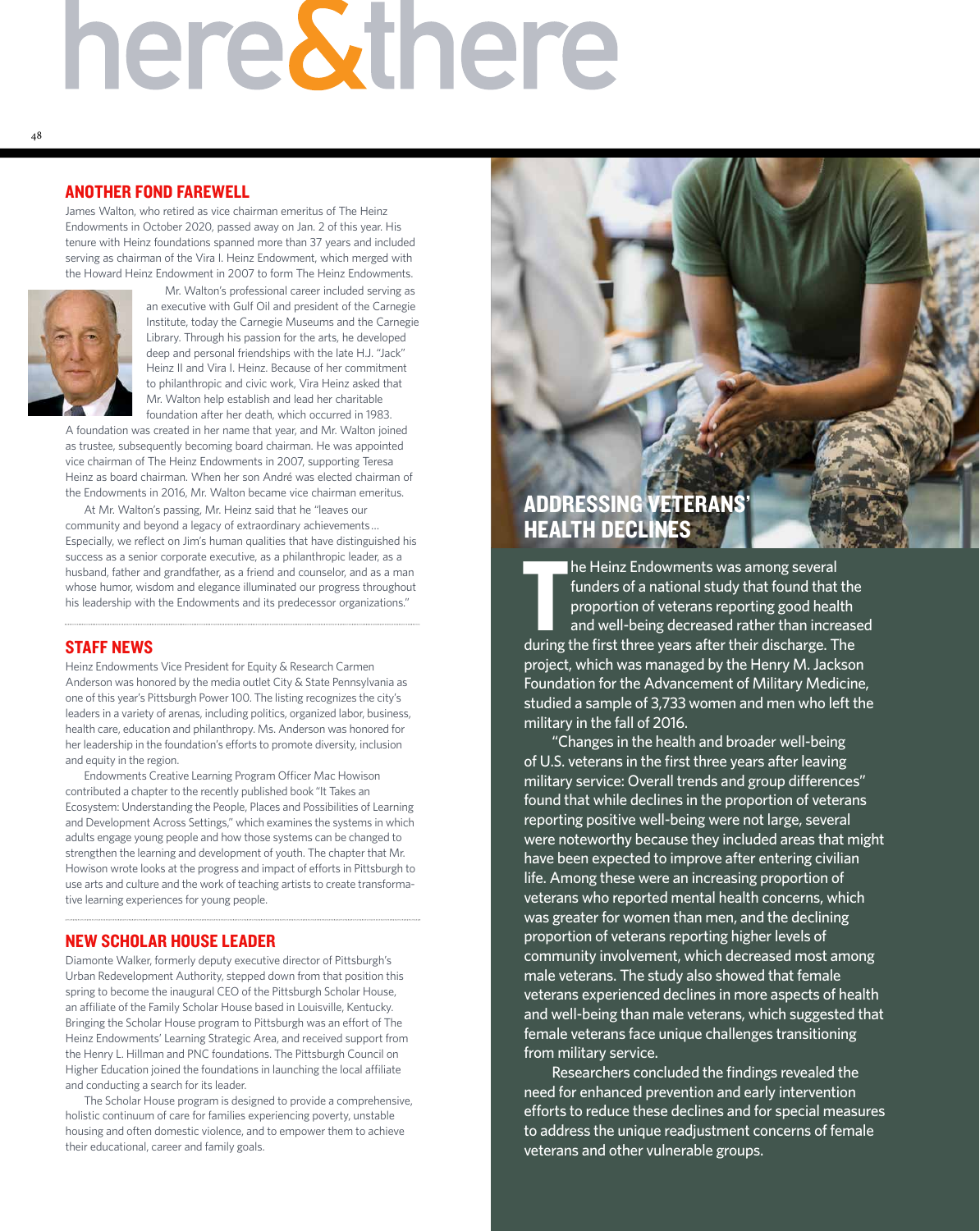# here&there

## ANOTHER FOND FAREWELL

James Walton, who retired as vice chairman emeritus of The Heinz Endowments in October 2020, passed away on Jan. 2 of this year. His tenure with Heinz foundations spanned more than 37 years and included serving as chairman of the Vira I. Heinz Endowment, which merged with the Howard Heinz Endowment in 2007 to form The Heinz Endowments.

Mr. Walton's professional career included serving as an executive with Gulf Oil and president of the Carnegie Institute, today the Carnegie Museums and the Carnegie Library. Through his passion for the arts, he developed deep and personal friendships with the late H.J. "Jack" Heinz II and Vira I. Heinz. Because of her commitment to philanthropic and civic work, Vira Heinz asked that Mr. Walton help establish and lead her charitable foundation after her death, which occurred in 1983. A foundation was created in her name that year, and Mr. Walton joined as trustee, subsequently becoming board chairman. He was appointed vice chairman of The Heinz Endowments in 2007, supporting Teresa Heinz as board chairman. When her son André was elected chairman of the Endowments in 2016, Mr. Walton became vice chairman emeritus.

At Mr. Walton's passing, Mr. Heinz said that he "leaves our community and beyond a legacy of extraordinary achievements… Especially, we reflect on Jim's human qualities that have distinguished his success as a senior corporate executive, as a philanthropic leader, as a husband, father and grandfather, as a friend and counselor, and as a man whose humor, wisdom and elegance illuminated our progress throughout his leadership with the Endowments and its predecessor organizations."

## STAFF NEWS

Heinz Endowments Vice President for Equity & Research Carmen Anderson was honored by the media outlet City & State Pennsylvania as one of this year's Pittsburgh Power 100. The listing recognizes the city's leaders in a variety of arenas, including politics, organized labor, business, health care, education and philanthropy. Ms. Anderson was honored for her leadership in the foundation's efforts to promote diversity, inclusion and equity in the region.

Endowments Creative Learning Program Officer Mac Howison contributed a chapter to the recently published book "It Takes an Ecosystem: Understanding the People, Places and Possibilities of Learning and Development Across Settings," which examines the systems in which adults engage young people and how those systems can be changed to strengthen the learning and development of youth. The chapter that Mr. Howison wrote looks at the progress and impact of efforts in Pittsburgh to use arts and culture and the work of teaching artists to create transformative learning experiences for young people.

## NEW SCHOLAR HOUSE LEADER

Diamonte Walker, formerly deputy executive director of Pittsburgh's Urban Redevelopment Authority, stepped down from that position this spring to become the inaugural CEO of the Pittsburgh Scholar House, an affiliate of the Family Scholar House based in Louisville, Kentucky. Bringing the Scholar House program to Pittsburgh was an effort of The Heinz Endowments' Learning Strategic Area, and received support from the Henry L. Hillman and PNC foundations. The Pittsburgh Council on Higher Education joined the foundations in launching the local affiliate and conducting a search for its leader.

The Scholar House program is designed to provide a comprehensive, holistic continuum of care for families experiencing poverty, unstable housing and often domestic violence, and to empower them to achieve their educational, career and family goals.

## ADDRESSING VETERANS' HEALTH DECLINES

The Heinz Endowments was among several funders of a national study that found that the proportion of veterans reporting good health and well-being decreased rather than increased during the first three years after their discharge. The project, which was managed by the Henry M. Jackson Foundation for the Advancement of Military Medicine, studied a sample of 3,733 women and men who left the military in the fall of 2016.

"Changes in the health and broader well-being of U.S. veterans in the first three years after leaving military service: Overall trends and group differences" found that while declines in the proportion of veterans reporting positive well-being were not large, several were noteworthy because they included areas that might have been expected to improve after entering civilian life. Among these were an increasing proportion of veterans who reported mental health concerns, which was greater for women than men, and the declining proportion of veterans reporting higher levels of community involvement, which decreased most among male veterans. The study also showed that female veterans experienced declines in more aspects of health and well-being than male veterans, which suggested that female veterans face unique challenges transitioning from military service.

Researchers concluded the findings revealed the need for enhanced prevention and early intervention efforts to reduce these declines and for special measures to address the unique readjustment concerns of female veterans and other vulnerable groups.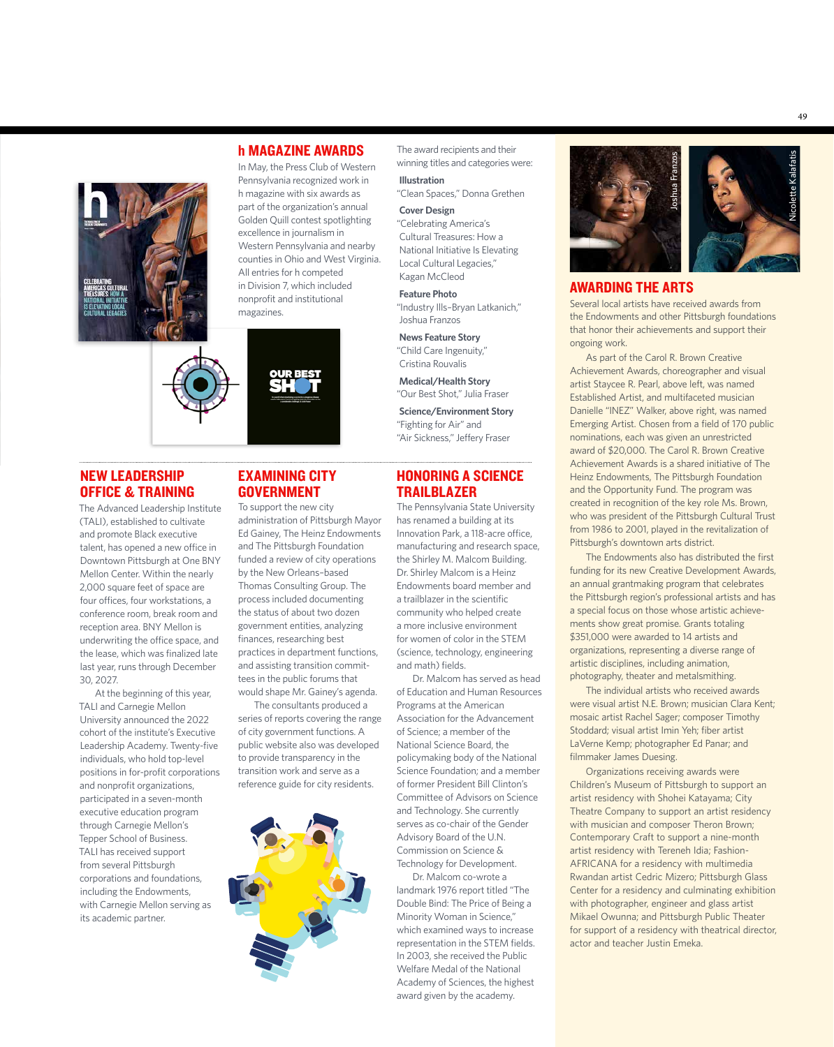## h MAGAZINE AWARDS

In May, the Press Club of Western Pennsylvania recognized work in h magazine with six awards as part of the organization's annual Golden Quill contest spotlighting excellence in journalism in Western Pennsylvania and nearby counties in Ohio and West Virginia. All entries for h competed in Division 7, which included nonprofit and institutional magazines.

The award recipients and their winning titles and categories were:

**Illustration**
"Clean Spaces," Donna Grethen

**Cover Design**
"Celebrating America's Cultural Treasures: How a National Initiative Is Elevating Local Cultural Legacies," Kagan McCleod

**Feature Photo**
"Industry Ills–Bryan Latkanich," Joshua Franzos

**News Feature Story**
"Child Care Ingenuity," Cristina Rouvalis

**Medical/Health Story**
"Our Best Shot," Julia Fraser

**Science/Environment Story**
"Fighting for Air" and "Air Sickness," Jeffery Fraser

## NEW LEADERSHIP OFFICE & TRAINING

The Advanced Leadership Institute (TALI), established to cultivate and promote Black executive talent, has opened a new office in Downtown Pittsburgh at One BNY Mellon Center. Within the nearly 2,000 square feet of space are four offices, four workstations, a conference room, break room and reception area. BNY Mellon is underwriting the office space, and the lease, which was finalized late last year, runs through December 30, 2027.

At the beginning of this year, TALI and Carnegie Mellon University announced the 2022 cohort of the institute's Executive Leadership Academy. Twenty-five individuals, who hold top-level positions in for-profit corporations and nonprofit organizations, participated in a seven-month executive education program through Carnegie Mellon's Tepper School of Business. TALI has received support from several Pittsburgh corporations and foundations, including the Endowments, with Carnegie Mellon serving as its academic partner.

## EXAMINING CITY GOVERNMENT

To support the new city administration of Pittsburgh Mayor Ed Gainey, The Heinz Endowments and The Pittsburgh Foundation funded a review of city operations by the New Orleans–based Thomas Consulting Group. The process included documenting the status of about two dozen government entities, analyzing finances, researching best practices in department functions, and assisting transition committees in the public forums that would shape Mr. Gainey's agenda.

The consultants produced a series of reports covering the range of city government functions. A public website also was developed to provide transparency in the transition work and serve as a reference guide for city residents.

## HONORING A SCIENCE TRAILBLAZER

The Pennsylvania State University has renamed a building at its Innovation Park, a 118-acre office, manufacturing and research space, the Shirley M. Malcom Building. Dr. Shirley Malcom is a Heinz Endowments board member and a trailblazer in the scientific community who helped create a more inclusive environment for women of color in the STEM (science, technology, engineering and math) fields.

Dr. Malcom has served as head of Education and Human Resources Programs at the American Association for the Advancement of Science; a member of the National Science Board, the policymaking body of the National Science Foundation; and a member of former President Bill Clinton's Committee of Advisors on Science and Technology. She currently serves as co-chair of the Gender Advisory Board of the U.N. Commission on Science & Technology for Development.

Dr. Malcom co-wrote a landmark 1976 report titled "The Double Bind: The Price of Being a Minority Woman in Science," which examined ways to increase representation in the STEM fields. In 2003, she received the Public Welfare Medal of the National Academy of Sciences, the highest award given by the academy.

Joshua Franzos

Nicolette Kalafatis

## AWARDING THE ARTS

Several local artists have received awards from the Endowments and other Pittsburgh foundations that honor their achievements and support their ongoing work.

As part of the Carol R. Brown Creative Achievement Awards, choreographer and visual artist Staycee R. Pearl, above left, was named Established Artist, and multifaceted musician Danielle "INEZ" Walker, above right, was named Emerging Artist. Chosen from a field of 170 public nominations, each was given an unrestricted award of $20,000. The Carol R. Brown Creative Achievement Awards is a shared initiative of The Heinz Endowments, The Pittsburgh Foundation and the Opportunity Fund. The program was created in recognition of the key role Ms. Brown, who was president of the Pittsburgh Cultural Trust from 1986 to 2001, played in the revitalization of Pittsburgh's downtown arts district.

The Endowments also has distributed the first funding for its new Creative Development Awards, an annual grantmaking program that celebrates the Pittsburgh region's professional artists and has a special focus on those whose artistic achievements show great promise. Grants totaling $351,000 were awarded to 14 artists and organizations, representing a diverse range of artistic disciplines, including animation, photography, theater and metalsmithing.

The individual artists who received awards were visual artist N.E. Brown; musician Clara Kent; mosaic artist Rachel Sager; composer Timothy Stoddard; visual artist Imin Yeh; fiber artist LaVerne Kemp; photographer Ed Panar; and filmmaker James Duesing.

Organizations receiving awards were Children's Museum of Pittsburgh to support an artist residency with Shohei Katayama; City Theatre Company to support an artist residency with musician and composer Theron Brown; Contemporary Craft to support a nine-month artist residency with Tereneh Idia; Fashion-AFRICANA for a residency with multimedia Rwandan artist Cedric Mizero; Pittsburgh Glass Center for a residency and culminating exhibition with photographer, engineer and glass artist Mikael Owunna; and Pittsburgh Public Theater for support of a residency with theatrical director, actor and teacher Justin Emeka.